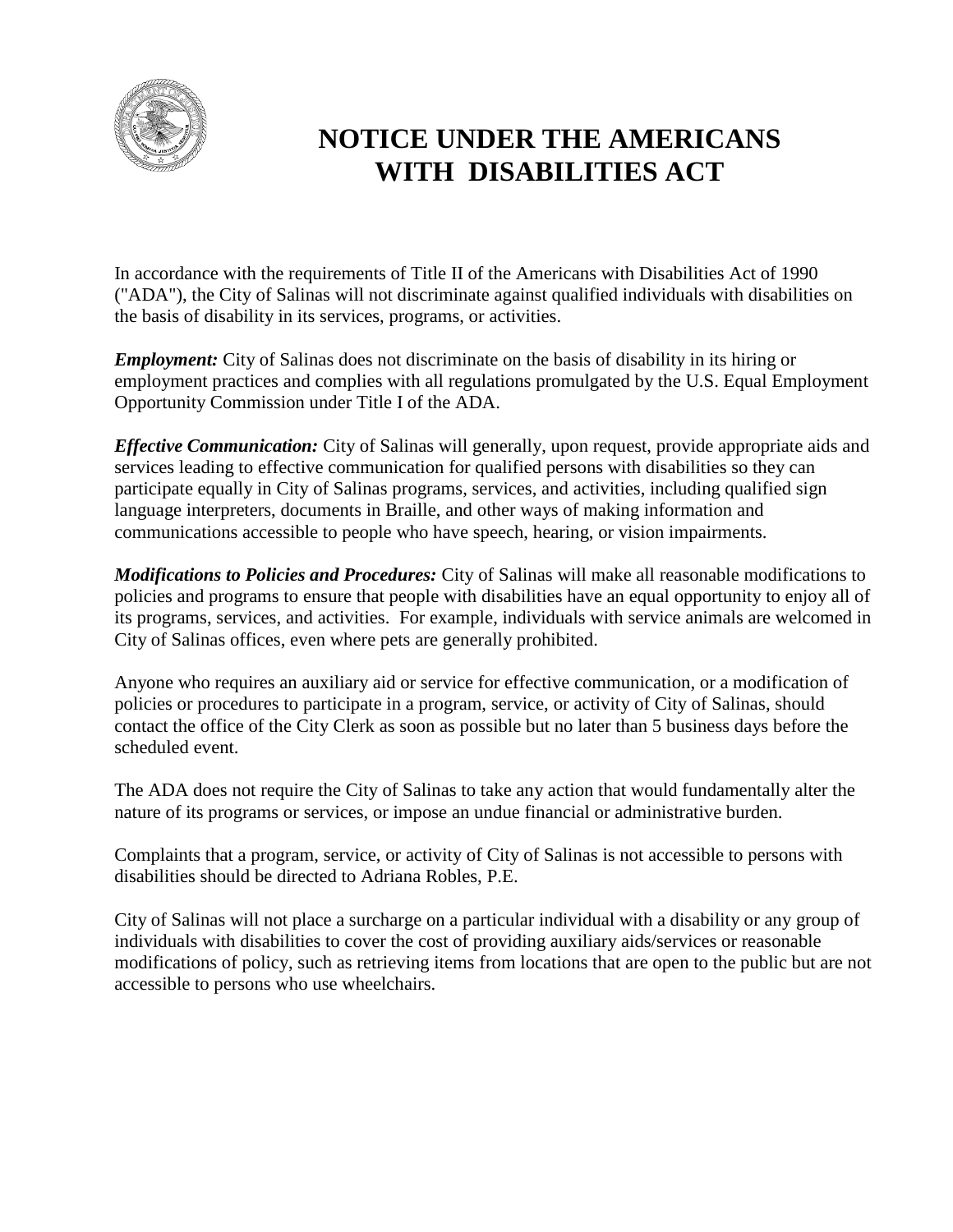# NOTICE UNDER THE AMERICANS WITH DISABILITIES ACT

In accordance with the requirements of Title II of the Americans with Disabilities Act of 1990 ("ADA"), the City of Salinas will not discriminate against qualified individuals with disabilities on the basis of disability in its services, programs, or activities.

***Employment:*** City of Salinas does not discriminate on the basis of disability in its hiring or employment practices and complies with all regulations promulgated by the U.S. Equal Employment Opportunity Commission under Title I of the ADA.

***Effective Communication:*** City of Salinas will generally, upon request, provide appropriate aids and services leading to effective communication for qualified persons with disabilities so they can participate equally in City of Salinas programs, services, and activities, including qualified sign language interpreters, documents in Braille, and other ways of making information and communications accessible to people who have speech, hearing, or vision impairments.

***Modifications to Policies and Procedures:*** City of Salinas will make all reasonable modifications to policies and programs to ensure that people with disabilities have an equal opportunity to enjoy all of its programs, services, and activities. For example, individuals with service animals are welcomed in City of Salinas offices, even where pets are generally prohibited.

Anyone who requires an auxiliary aid or service for effective communication, or a modification of policies or procedures to participate in a program, service, or activity of City of Salinas, should contact the office of the City Clerk as soon as possible but no later than 5 business days before the scheduled event.

The ADA does not require the City of Salinas to take any action that would fundamentally alter the nature of its programs or services, or impose an undue financial or administrative burden.

Complaints that a program, service, or activity of City of Salinas is not accessible to persons with disabilities should be directed to Adriana Robles, P.E.

City of Salinas will not place a surcharge on a particular individual with a disability or any group of individuals with disabilities to cover the cost of providing auxiliary aids/services or reasonable modifications of policy, such as retrieving items from locations that are open to the public but are not accessible to persons who use wheelchairs.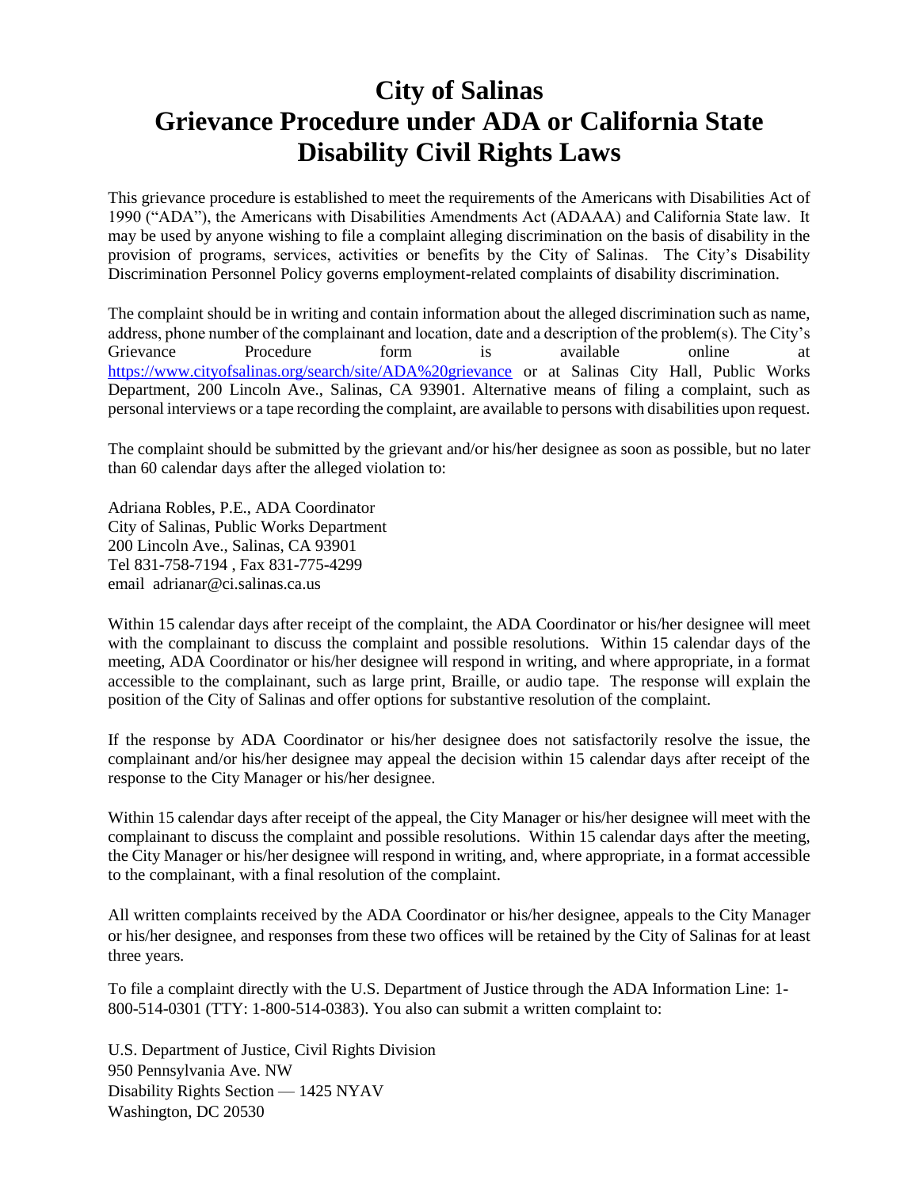# City of Salinas
# Grievance Procedure under ADA or California State Disability Civil Rights Laws

This grievance procedure is established to meet the requirements of the Americans with Disabilities Act of 1990 ("ADA"), the Americans with Disabilities Amendments Act (ADAAA) and California State law. It may be used by anyone wishing to file a complaint alleging discrimination on the basis of disability in the provision of programs, services, activities or benefits by the City of Salinas. The City's Disability Discrimination Personnel Policy governs employment-related complaints of disability discrimination.

The complaint should be in writing and contain information about the alleged discrimination such as name, address, phone number of the complainant and location, date and a description of the problem(s). The City's Grievance Procedure form is available online at https://www.cityofsalinas.org/search/site/ADA%20grievance or at Salinas City Hall, Public Works Department, 200 Lincoln Ave., Salinas, CA 93901. Alternative means of filing a complaint, such as personal interviews or a tape recording the complaint, are available to persons with disabilities upon request.

The complaint should be submitted by the grievant and/or his/her designee as soon as possible, but no later than 60 calendar days after the alleged violation to:

Adriana Robles, P.E., ADA Coordinator
City of Salinas, Public Works Department
200 Lincoln Ave., Salinas, CA 93901
Tel 831-758-7194 , Fax 831-775-4299
email adrianar@ci.salinas.ca.us

Within 15 calendar days after receipt of the complaint, the ADA Coordinator or his/her designee will meet with the complainant to discuss the complaint and possible resolutions. Within 15 calendar days of the meeting, ADA Coordinator or his/her designee will respond in writing, and where appropriate, in a format accessible to the complainant, such as large print, Braille, or audio tape. The response will explain the position of the City of Salinas and offer options for substantive resolution of the complaint.

If the response by ADA Coordinator or his/her designee does not satisfactorily resolve the issue, the complainant and/or his/her designee may appeal the decision within 15 calendar days after receipt of the response to the City Manager or his/her designee.

Within 15 calendar days after receipt of the appeal, the City Manager or his/her designee will meet with the complainant to discuss the complaint and possible resolutions. Within 15 calendar days after the meeting, the City Manager or his/her designee will respond in writing, and, where appropriate, in a format accessible to the complainant, with a final resolution of the complaint.

All written complaints received by the ADA Coordinator or his/her designee, appeals to the City Manager or his/her designee, and responses from these two offices will be retained by the City of Salinas for at least three years.

To file a complaint directly with the U.S. Department of Justice through the ADA Information Line: 1-800-514-0301 (TTY: 1-800-514-0383). You also can submit a written complaint to:

U.S. Department of Justice, Civil Rights Division
950 Pennsylvania Ave. NW
Disability Rights Section — 1425 NYAV
Washington, DC 20530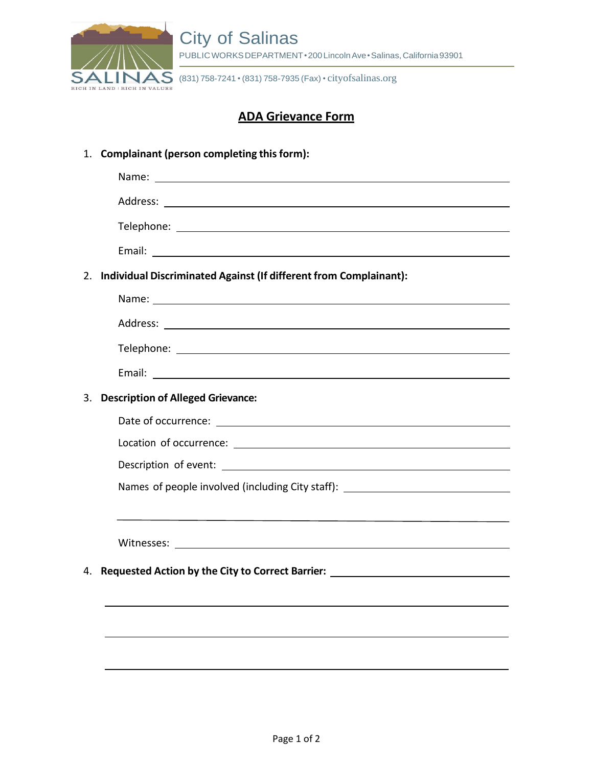City of Salinas

PUBLIC WORKS DEPARTMENT • 200 Lincoln Ave • Salinas, California 93901

(831) 758-7241 • (831) 758-7935 (Fax) • cityofsalinas.org

# ADA Grievance Form

1. **Complainant (person completing this form):**

   Name: ______________________________

   Address: ______________________________

   Telephone: ______________________________

   Email: ______________________________

2. **Individual Discriminated Against (If different from Complainant):**

   Name: ______________________________

   Address: ______________________________

   Telephone: ______________________________

   Email: ______________________________

3. **Description of Alleged Grievance:**

   Date of occurrence: ______________________________

   Location of occurrence: ______________________________

   Description of event: ______________________________

   Names of people involved (including City staff): ______________________________

   ______________________________

   Witnesses: ______________________________

4. **Requested Action by the City to Correct Barrier:** ______________________________

   ______________________________

   ______________________________

   ______________________________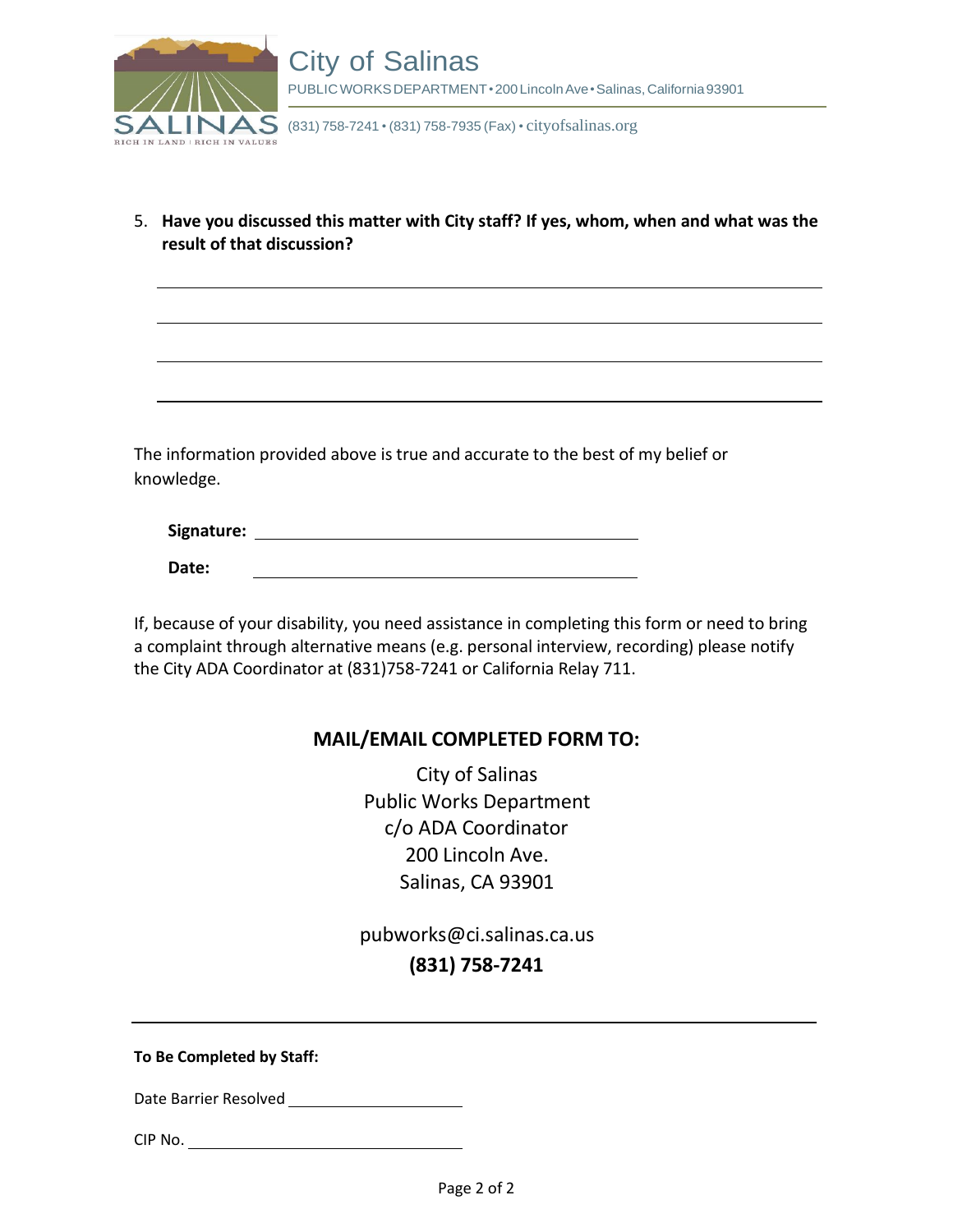City of Salinas

PUBLIC WORKS DEPARTMENT • 200 Lincoln Ave • Salinas, California 93901

(831) 758-7241 • (831) 758-7935 (Fax) • cityofsalinas.org

5. **Have you discussed this matter with City staff? If yes, whom, when and what was the result of that discussion?**

\_\_\_\_\_\_\_\_\_\_\_\_\_\_\_\_\_\_\_\_\_\_\_\_\_\_\_\_\_\_\_\_\_\_\_\_\_\_\_\_\_\_\_\_\_\_\_\_\_\_\_\_\_\_\_\_\_\_\_\_

\_\_\_\_\_\_\_\_\_\_\_\_\_\_\_\_\_\_\_\_\_\_\_\_\_\_\_\_\_\_\_\_\_\_\_\_\_\_\_\_\_\_\_\_\_\_\_\_\_\_\_\_\_\_\_\_\_\_\_\_

\_\_\_\_\_\_\_\_\_\_\_\_\_\_\_\_\_\_\_\_\_\_\_\_\_\_\_\_\_\_\_\_\_\_\_\_\_\_\_\_\_\_\_\_\_\_\_\_\_\_\_\_\_\_\_\_\_\_\_\_

\_\_\_\_\_\_\_\_\_\_\_\_\_\_\_\_\_\_\_\_\_\_\_\_\_\_\_\_\_\_\_\_\_\_\_\_\_\_\_\_\_\_\_\_\_\_\_\_\_\_\_\_\_\_\_\_\_\_\_\_

The information provided above is true and accurate to the best of my belief or knowledge.

**Signature:** \_\_\_\_\_\_\_\_\_\_\_\_\_\_\_\_\_\_\_\_\_\_\_\_\_\_\_\_\_\_\_\_\_\_\_\_

**Date:** \_\_\_\_\_\_\_\_\_\_\_\_\_\_\_\_\_\_\_\_\_\_\_\_\_\_\_\_\_\_\_\_\_\_\_\_

If, because of your disability, you need assistance in completing this form or need to bring a complaint through alternative means (e.g. personal interview, recording) please notify the City ADA Coordinator at (831)758-7241 or California Relay 711.

## MAIL/EMAIL COMPLETED FORM TO:

City of Salinas
Public Works Department
c/o ADA Coordinator
200 Lincoln Ave.
Salinas, CA 93901

pubworks@ci.salinas.ca.us
**(831) 758-7241**

---

**To Be Completed by Staff:**

Date Barrier Resolved \_\_\_\_\_\_\_\_\_\_\_\_\_\_\_\_\_\_\_\_

CIP No. \_\_\_\_\_\_\_\_\_\_\_\_\_\_\_\_\_\_\_\_\_\_\_\_\_\_\_\_\_\_